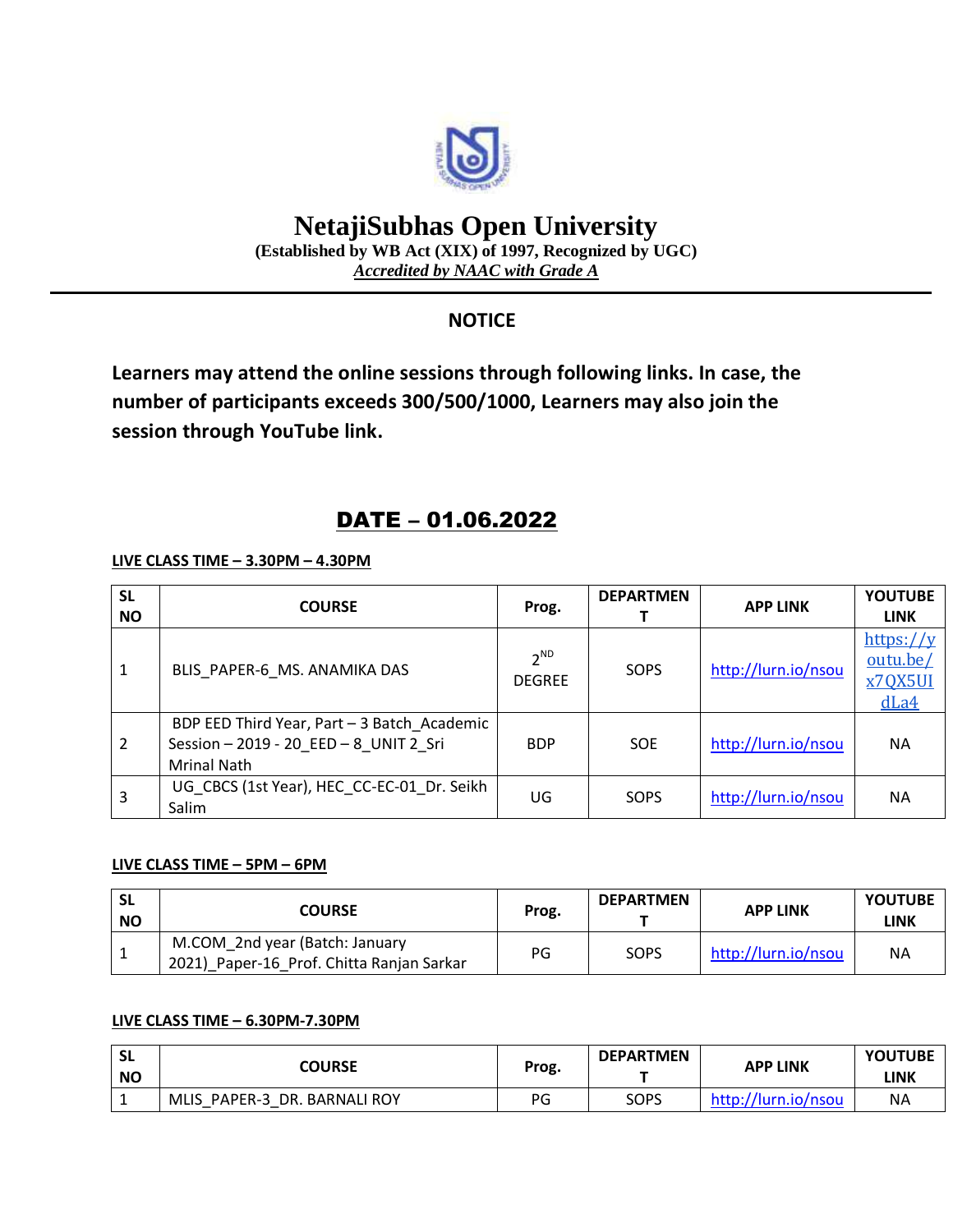# NetajiSubhas Open University

**(Established by WB Act (XIX) of 1997, Recognized by UGC)**

***Accredited by NAAC with Grade A***

---

## NOTICE

**Learners may attend the online sessions through following links. In case, the number of participants exceeds 300/500/1000, Learners may also join the session through YouTube link.**

## DATE – 01.06.2022

**LIVE CLASS TIME – 3.30PM – 4.30PM**

| SL NO | COURSE | Prog. | DEPARTMENT | APP LINK | YOUTUBE LINK |
|---|---|---|---|---|---|
| 1 | BLIS_PAPER-6_MS. ANAMIKA DAS | 2ND DEGREE | SOPS | http://lurn.io/nsou | https://youtu.be/x7QX5UIdLa4 |
| 2 | BDP EED Third Year, Part – 3 Batch_Academic Session – 2019 - 20_EED – 8_UNIT 2_Sri Mrinal Nath | BDP | SOE | http://lurn.io/nsou | NA |
| 3 | UG_CBCS (1st Year), HEC_CC-EC-01_Dr. Seikh Salim | UG | SOPS | http://lurn.io/nsou | NA |

**LIVE CLASS TIME – 5PM – 6PM**

| SL NO | COURSE | Prog. | DEPARTMENT | APP LINK | YOUTUBE LINK |
|---|---|---|---|---|---|
| 1 | M.COM_2nd year (Batch: January 2021)_Paper-16_Prof. Chitta Ranjan Sarkar | PG | SOPS | http://lurn.io/nsou | NA |

**LIVE CLASS TIME – 6.30PM-7.30PM**

| SL NO | COURSE | Prog. | DEPARTMENT | APP LINK | YOUTUBE LINK |
|---|---|---|---|---|---|
| 1 | MLIS_PAPER-3_DR. BARNALI ROY | PG | SOPS | http://lurn.io/nsou | NA |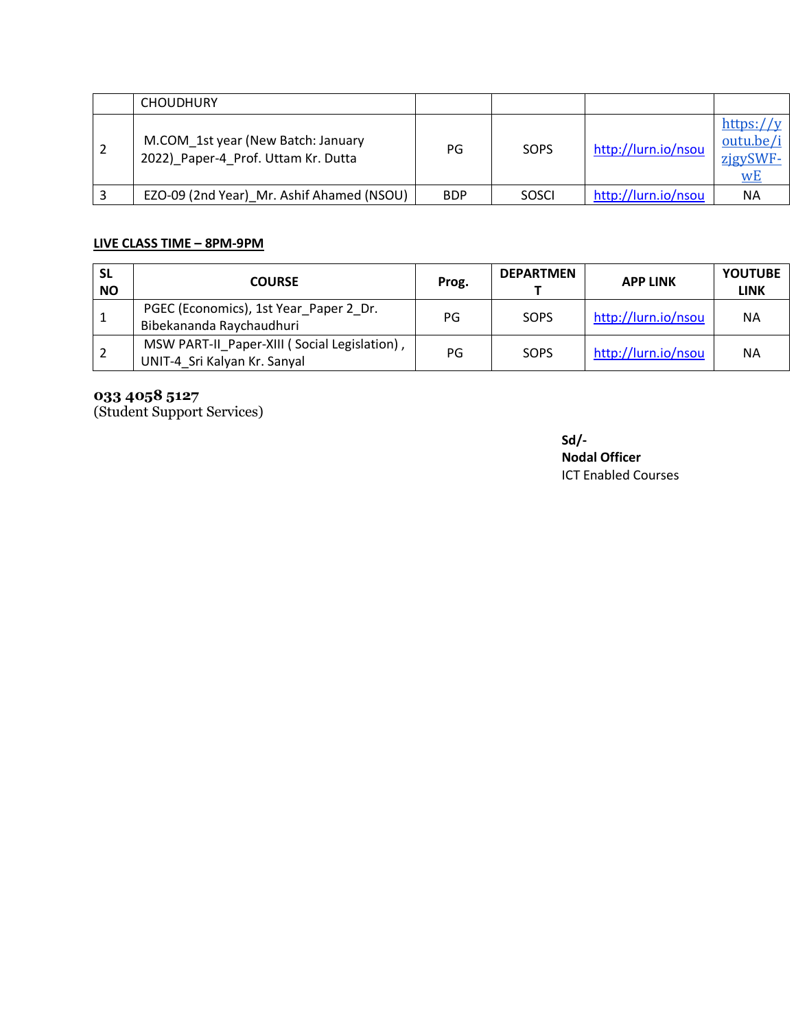| | | | | | |
|---|---|---|---|---|---|
| | CHOUDHURY | | | | |
| 2 | M.COM_1st year (New Batch: January 2022)_Paper-4_Prof. Uttam Kr. Dutta | PG | SOPS | http://lurn.io/nsou | https://youtu.be/izjgySWF-wE |
| 3 | EZO-09 (2nd Year)_Mr. Ashif Ahamed (NSOU) | BDP | SOSCI | http://lurn.io/nsou | NA |

**LIVE CLASS TIME – 8PM-9PM**

| SL NO | COURSE | Prog. | DEPARTMENT | APP LINK | YOUTUBE LINK |
|---|---|---|---|---|---|
| 1 | PGEC (Economics), 1st Year_Paper 2_Dr. Bibekananda Raychaudhuri | PG | SOPS | http://lurn.io/nsou | NA |
| 2 | MSW PART-II_Paper-XIII ( Social Legislation) , UNIT-4_Sri Kalyan Kr. Sanyal | PG | SOPS | http://lurn.io/nsou | NA |

**033 4058 5127**
(Student Support Services)

**Sd/-**
**Nodal Officer**
ICT Enabled Courses